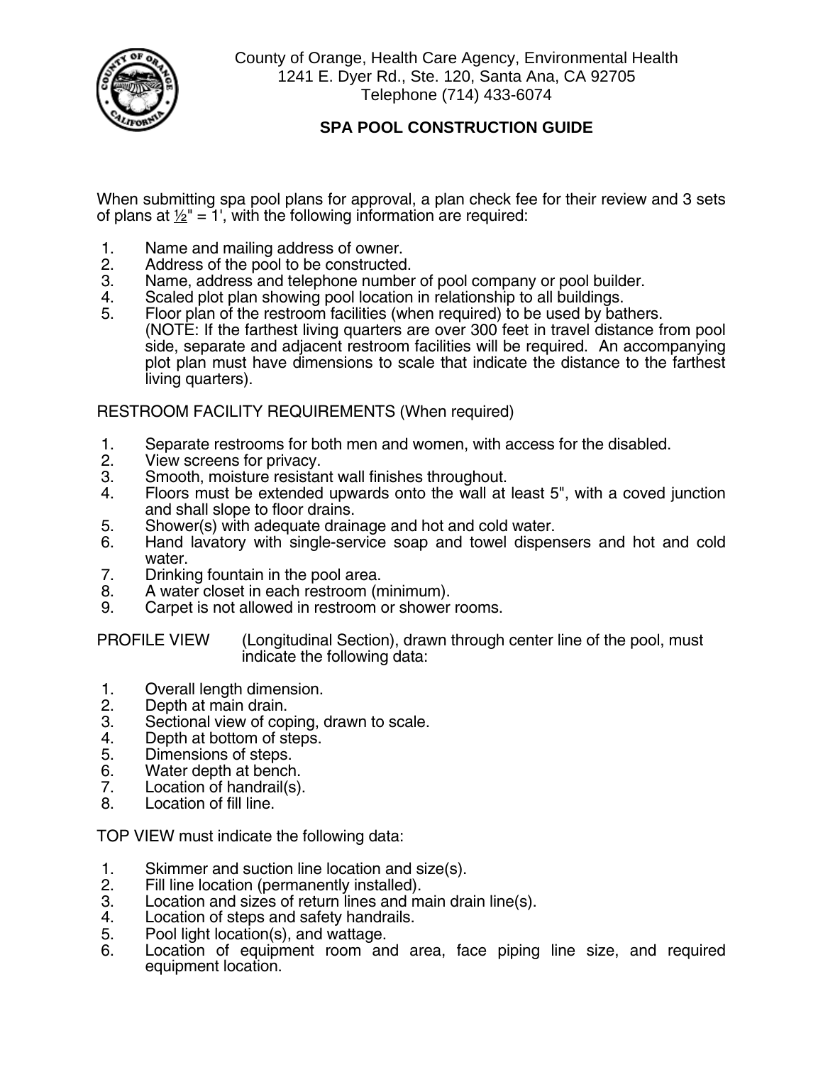County of Orange, Health Care Agency, Environmental Health
1241 E. Dyer Rd., Ste. 120, Santa Ana, CA 92705
Telephone (714) 433-6074

# SPA POOL CONSTRUCTION GUIDE

When submitting spa pool plans for approval, a plan check fee for their review and 3 sets of plans at ½" = 1', with the following information are required:

1. Name and mailing address of owner.
2. Address of the pool to be constructed.
3. Name, address and telephone number of pool company or pool builder.
4. Scaled plot plan showing pool location in relationship to all buildings.
5. Floor plan of the restroom facilities (when required) to be used by bathers. (NOTE: If the farthest living quarters are over 300 feet in travel distance from pool side, separate and adjacent restroom facilities will be required. An accompanying plot plan must have dimensions to scale that indicate the distance to the farthest living quarters).

RESTROOM FACILITY REQUIREMENTS (When required)

1. Separate restrooms for both men and women, with access for the disabled.
2. View screens for privacy.
3. Smooth, moisture resistant wall finishes throughout.
4. Floors must be extended upwards onto the wall at least 5", with a coved junction and shall slope to floor drains.
5. Shower(s) with adequate drainage and hot and cold water.
6. Hand lavatory with single-service soap and towel dispensers and hot and cold water.
7. Drinking fountain in the pool area.
8. A water closet in each restroom (minimum).
9. Carpet is not allowed in restroom or shower rooms.

PROFILE VIEW (Longitudinal Section), drawn through center line of the pool, must indicate the following data:

1. Overall length dimension.
2. Depth at main drain.
3. Sectional view of coping, drawn to scale.
4. Depth at bottom of steps.
5. Dimensions of steps.
6. Water depth at bench.
7. Location of handrail(s).
8. Location of fill line.

TOP VIEW must indicate the following data:

1. Skimmer and suction line location and size(s).
2. Fill line location (permanently installed).
3. Location and sizes of return lines and main drain line(s).
4. Location of steps and safety handrails.
5. Pool light location(s), and wattage.
6. Location of equipment room and area, face piping line size, and required equipment location.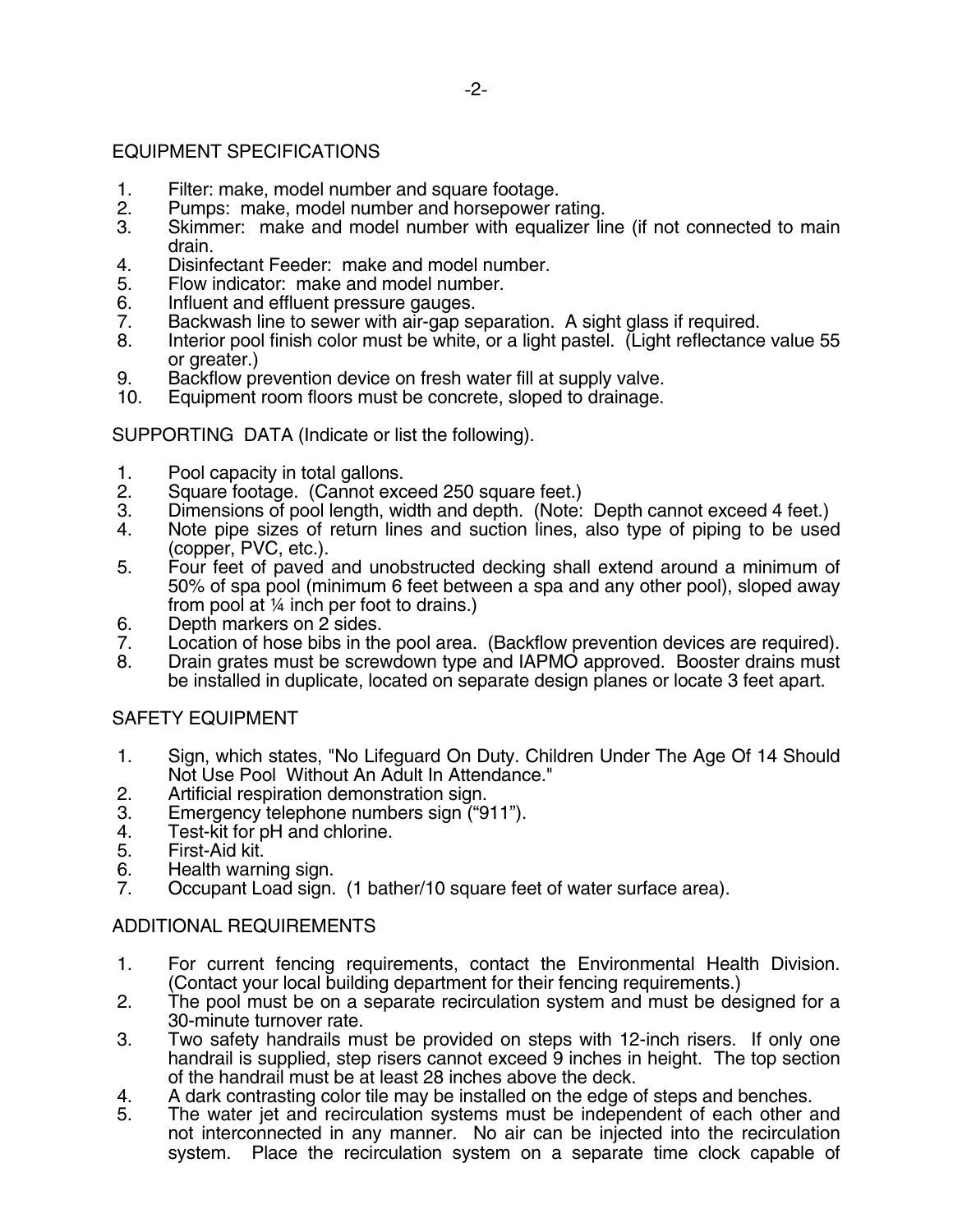## EQUIPMENT SPECIFICATIONS

1. Filter: make, model number and square footage.
2. Pumps: make, model number and horsepower rating.
3. Skimmer: make and model number with equalizer line (if not connected to main drain.
4. Disinfectant Feeder: make and model number.
5. Flow indicator: make and model number.
6. Influent and effluent pressure gauges.
7. Backwash line to sewer with air-gap separation. A sight glass if required.
8. Interior pool finish color must be white, or a light pastel. (Light reflectance value 55 or greater.)
9. Backflow prevention device on fresh water fill at supply valve.
10. Equipment room floors must be concrete, sloped to drainage.

## SUPPORTING DATA (Indicate or list the following).

1. Pool capacity in total gallons.
2. Square footage. (Cannot exceed 250 square feet.)
3. Dimensions of pool length, width and depth. (Note: Depth cannot exceed 4 feet.)
4. Note pipe sizes of return lines and suction lines, also type of piping to be used (copper, PVC, etc.).
5. Four feet of paved and unobstructed decking shall extend around a minimum of 50% of spa pool (minimum 6 feet between a spa and any other pool), sloped away from pool at ¼ inch per foot to drains.)
6. Depth markers on 2 sides.
7. Location of hose bibs in the pool area. (Backflow prevention devices are required).
8. Drain grates must be screwdown type and IAPMO approved. Booster drains must be installed in duplicate, located on separate design planes or locate 3 feet apart.

## SAFETY EQUIPMENT

1. Sign, which states, "No Lifeguard On Duty. Children Under The Age Of 14 Should Not Use Pool Without An Adult In Attendance."
2. Artificial respiration demonstration sign.
3. Emergency telephone numbers sign ("911").
4. Test-kit for pH and chlorine.
5. First-Aid kit.
6. Health warning sign.
7. Occupant Load sign. (1 bather/10 square feet of water surface area).

## ADDITIONAL REQUIREMENTS

1. For current fencing requirements, contact the Environmental Health Division. (Contact your local building department for their fencing requirements.)
2. The pool must be on a separate recirculation system and must be designed for a 30-minute turnover rate.
3. Two safety handrails must be provided on steps with 12-inch risers. If only one handrail is supplied, step risers cannot exceed 9 inches in height. The top section of the handrail must be at least 28 inches above the deck.
4. A dark contrasting color tile may be installed on the edge of steps and benches.
5. The water jet and recirculation systems must be independent of each other and not interconnected in any manner. No air can be injected into the recirculation system. Place the recirculation system on a separate time clock capable of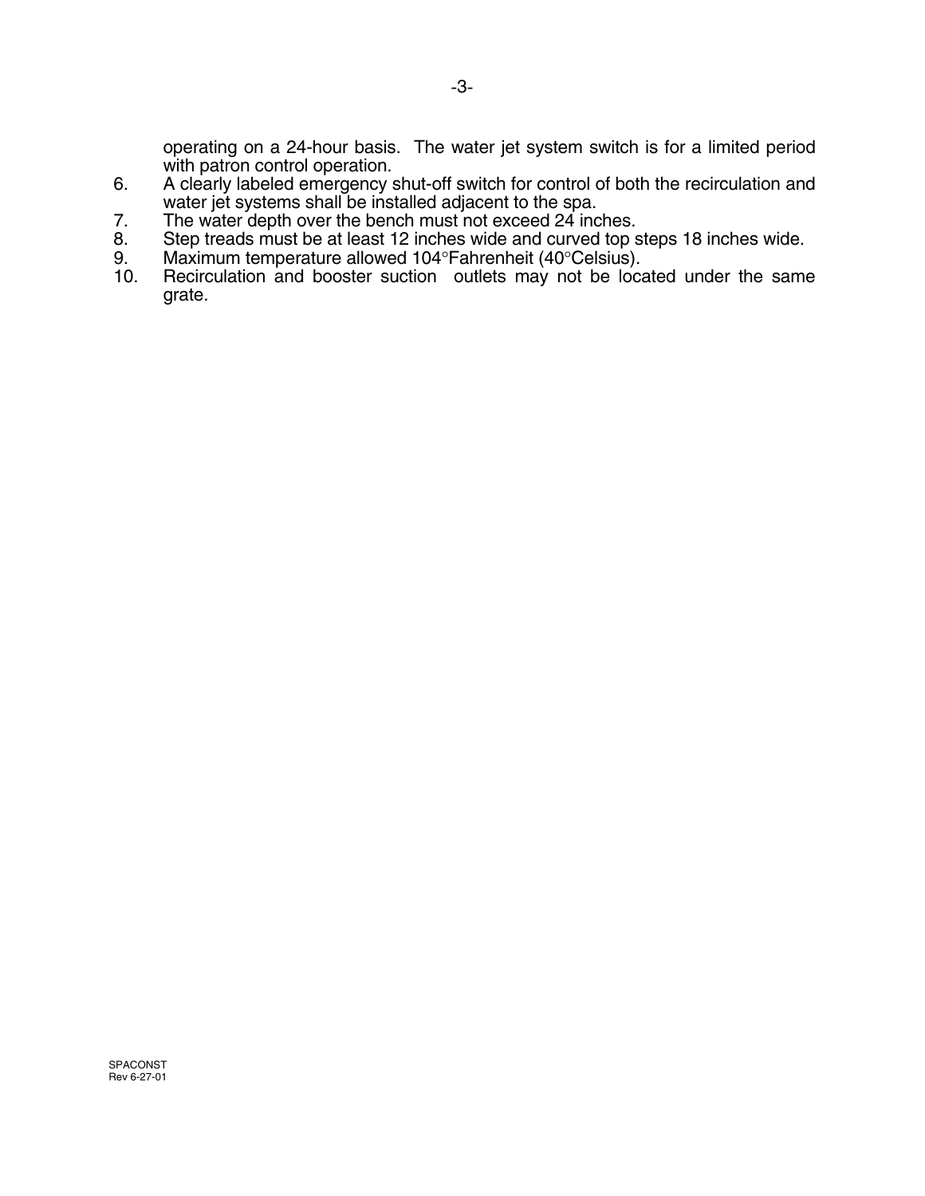operating on a 24-hour basis. The water jet system switch is for a limited period with patron control operation.

6. A clearly labeled emergency shut-off switch for control of both the recirculation and water jet systems shall be installed adjacent to the spa.
7. The water depth over the bench must not exceed 24 inches.
8. Step treads must be at least 12 inches wide and curved top steps 18 inches wide.
9. Maximum temperature allowed 104°Fahrenheit (40°Celsius).
10. Recirculation and booster suction outlets may not be located under the same grate.

SPACONST
Rev 6-27-01